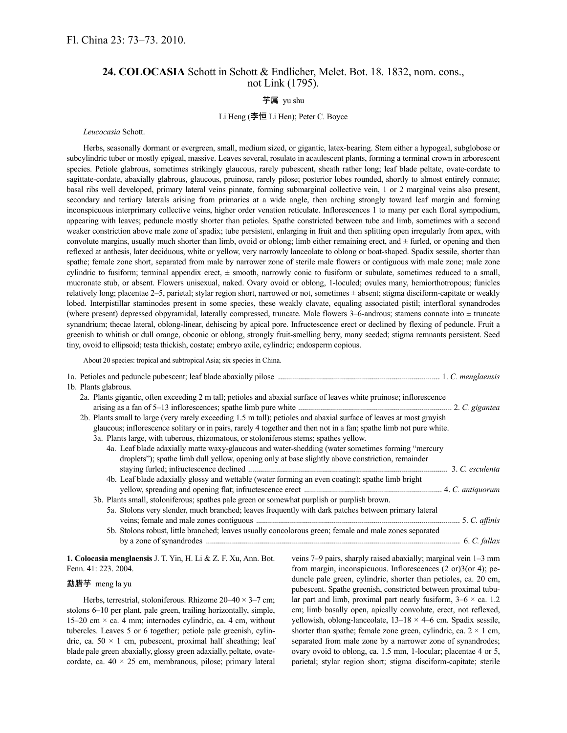Fl. China 23: 73–73. 2010.

# 24. COLOCASIA Schott in Schott & Endlicher, Melet. Bot. 18. 1832, nom. cons., not Link (1795).

芋属 yu shu

Li Heng (李恒 Li Hen); Peter C. Boyce

*Leucocasia* Schott.

Herbs, seasonally dormant or evergreen, small, medium sized, or gigantic, latex-bearing. Stem either a hypogeal, subglobose or subcylindric tuber or mostly epigeal, massive. Leaves several, rosulate in acaulescent plants, forming a terminal crown in arborescent species. Petiole glabrous, sometimes strikingly glaucous, rarely pubescent, sheath rather long; leaf blade peltate, ovate-cordate to sagittate-cordate, abaxially glabrous, glaucous, pruinose, rarely pilose; posterior lobes rounded, shortly to almost entirely connate; basal ribs well developed, primary lateral veins pinnate, forming submarginal collective vein, 1 or 2 marginal veins also present, secondary and tertiary laterals arising from primaries at a wide angle, then arching strongly toward leaf margin and forming inconspicuous interprimary collective veins, higher order venation reticulate. Inflorescences 1 to many per each floral sympodium, appearing with leaves; peduncle mostly shorter than petioles. Spathe constricted between tube and limb, sometimes with a second weaker constriction above male zone of spadix; tube persistent, enlarging in fruit and then splitting open irregularly from apex, with convolute margins, usually much shorter than limb, ovoid or oblong; limb either remaining erect, and ± furled, or opening and then reflexed at anthesis, later deciduous, white or yellow, very narrowly lanceolate to oblong or boat-shaped. Spadix sessile, shorter than spathe; female zone short, separated from male by narrower zone of sterile male flowers or contiguous with male zone; male zone cylindric to fusiform; terminal appendix erect, ± smooth, narrowly conic to fusiform or subulate, sometimes reduced to a small, mucronate stub, or absent. Flowers unisexual, naked. Ovary ovoid or oblong, 1-loculed; ovules many, hemiorthotropous; funicles relatively long; placentae 2–5, parietal; stylar region short, narrowed or not, sometimes ± absent; stigma disciform-capitate or weakly lobed. Interpistillar staminodes present in some species, these weakly clavate, equaling associated pistil; interfloral synandrodes (where present) depressed obpyramidal, laterally compressed, truncate. Male flowers 3–6-androus; stamens connate into ± truncate synandrium; thecae lateral, oblong-linear, dehiscing by apical pore. Infructescence erect or declined by flexing of peduncle. Fruit a greenish to whitish or dull orange, obconic or oblong, strongly fruit-smelling berry, many seeded; stigma remnants persistent. Seed tiny, ovoid to ellipsoid; testa thickish, costate; embryo axile, cylindric; endosperm copious.

About 20 species: tropical and subtropical Asia; six species in China.

1a. Petioles and peduncle pubescent; leaf blade abaxially pilose ..... 1. *C. menglaensis*
1b. Plants glabrous.
  2a. Plants gigantic, often exceeding 2 m tall; petioles and abaxial surface of leaves white pruinose; inflorescence arising as a fan of 5–13 inflorescences; spathe limb pure white ..... 2. *C. gigantea*
  2b. Plants small to large (very rarely exceeding 1.5 m tall); petioles and abaxial surface of leaves at most grayish glaucous; inflorescence solitary or in pairs, rarely 4 together and then not in a fan; spathe limb not pure white.
    3a. Plants large, with tuberous, rhizomatous, or stoloniferous stems; spathes yellow.
      4a. Leaf blade adaxially matte waxy-glaucous and water-shedding (water sometimes forming "mercury droplets"); spathe limb dull yellow, opening only at base slightly above constriction, remainder staying furled; infructescence declined ..... 3. *C. esculenta*
      4b. Leaf blade adaxially glossy and wettable (water forming an even coating); spathe limb bright yellow, spreading and opening flat; infructescence erect ..... 4. *C. antiquorum*
    3b. Plants small, stoloniferous; spathes pale green or somewhat purplish or purplish brown.
      5a. Stolons very slender, much branched; leaves frequently with dark patches between primary lateral veins; female and male zones contiguous ..... 5. *C. affinis*
      5b. Stolons robust, little branched; leaves usually concolorous green; female and male zones separated by a zone of synandrodes ..... 6. *C. fallax*

**1. Colocasia menglaensis** J. T. Yin, H. Li & Z. F. Xu, Ann. Bot. Fenn. 41: 223. 2004.

勐腊芋 meng la yu

Herbs, terrestrial, stoloniferous. Rhizome 20–40 × 3–7 cm; stolons 6–10 per plant, pale green, trailing horizontally, simple, 15–20 cm × ca. 4 mm; internodes cylindric, ca. 4 cm, without tubercles. Leaves 5 or 6 together; petiole pale greenish, cylindric, ca. 50 × 1 cm, pubescent, proximal half sheathing; leaf blade pale green abaxially, glossy green adaxially, peltate, ovate-cordate, ca. 40 × 25 cm, membranous, pilose; primary lateral veins 7–9 pairs, sharply raised abaxially; marginal vein 1–3 mm from margin, inconspicuous. Inflorescences (2 or)3(or 4); peduncle pale green, cylindric, shorter than petioles, ca. 20 cm, pubescent. Spathe greenish, constricted between proximal tubular part and limb, proximal part nearly fusiform, 3–6 × ca. 1.2 cm; limb basally open, apically convolute, erect, not reflexed, yellowish, oblong-lanceolate, 13–18 × 4–6 cm. Spadix sessile, shorter than spathe; female zone green, cylindric, ca. 2 × 1 cm, separated from male zone by a narrower zone of synandrodes; ovary ovoid to oblong, ca. 1.5 mm, 1-locular; placentae 4 or 5, parietal; stylar region short; stigma disciform-capitate; sterile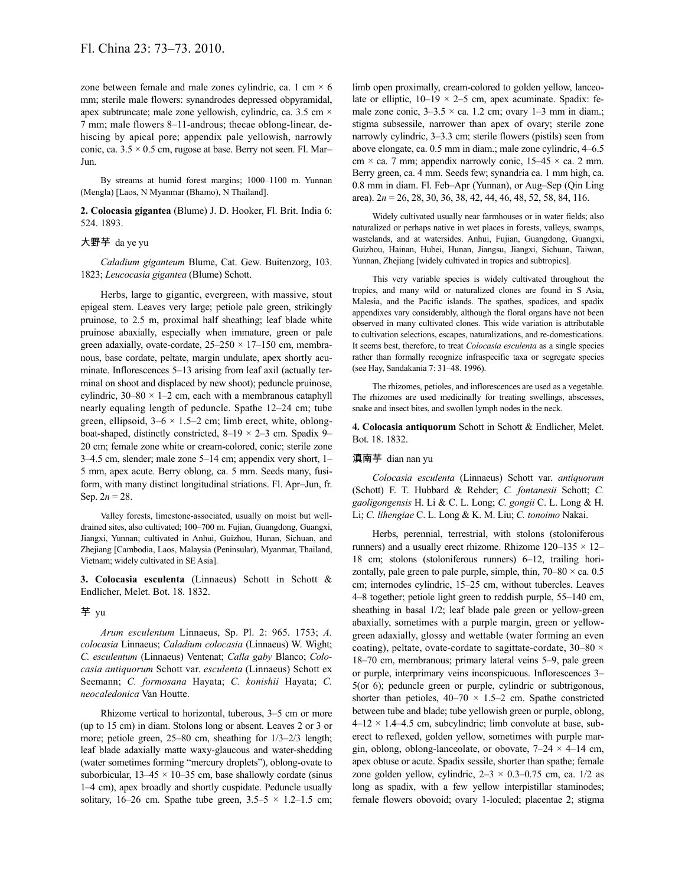zone between female and male zones cylindric, ca. 1 cm × 6 mm; sterile male flowers: synandrodes depressed obpyramidal, apex subtruncate; male zone yellowish, cylindric, ca. 3.5 cm × 7 mm; male flowers 8–11-androus; thecae oblong-linear, dehiscing by apical pore; appendix pale yellowish, narrowly conic, ca. 3.5 × 0.5 cm, rugose at base. Berry not seen. Fl. Mar–Jun.

By streams at humid forest margins; 1000–1100 m. Yunnan (Mengla) [Laos, N Myanmar (Bhamo), N Thailand].

**2. Colocasia gigantea** (Blume) J. D. Hooker, Fl. Brit. India 6: 524. 1893.

大野芋 da ye yu

*Caladium giganteum* Blume, Cat. Gew. Buitenzorg, 103. 1823; *Leucocasia gigantea* (Blume) Schott.

Herbs, large to gigantic, evergreen, with massive, stout epigeal stem. Leaves very large; petiole pale green, strikingly pruinose, to 2.5 m, proximal half sheathing; leaf blade white pruinose abaxially, especially when immature, green or pale green adaxially, ovate-cordate, 25–250 × 17–150 cm, membranous, base cordate, peltate, margin undulate, apex shortly acuminate. Inflorescences 5–13 arising from leaf axil (actually terminal on shoot and displaced by new shoot); peduncle pruinose, cylindric, 30–80 × 1–2 cm, each with a membranous cataphyll nearly equaling length of peduncle. Spathe 12–24 cm; tube green, ellipsoid, 3–6 × 1.5–2 cm; limb erect, white, oblong-boat-shaped, distinctly constricted, 8–19 × 2–3 cm. Spadix 9–20 cm; female zone white or cream-colored, conic; sterile zone 3–4.5 cm, slender; male zone 5–14 cm; appendix very short, 1–5 mm, apex acute. Berry oblong, ca. 5 mm. Seeds many, fusiform, with many distinct longitudinal striations. Fl. Apr–Jun, fr. Sep. $2n = 28$.

Valley forests, limestone-associated, usually on moist but well-drained sites, also cultivated; 100–700 m. Fujian, Guangdong, Guangxi, Jiangxi, Yunnan; cultivated in Anhui, Guizhou, Hunan, Sichuan, and Zhejiang [Cambodia, Laos, Malaysia (Peninsular), Myanmar, Thailand, Vietnam; widely cultivated in SE Asia].

**3. Colocasia esculenta** (Linnaeus) Schott in Schott & Endlicher, Melet. Bot. 18. 1832.

芋 yu

*Arum esculentum* Linnaeus, Sp. Pl. 2: 965. 1753; *A. colocasia* Linnaeus; *Caladium colocasia* (Linnaeus) W. Wight; *C. esculentum* (Linnaeus) Ventenat; *Calla gaby* Blanco; *Colocasia antiquorum* Schott var. *esculenta* (Linnaeus) Schott ex Seemann; *C. formosana* Hayata; *C. konishii* Hayata; *C. neocaledonica* Van Houtte.

Rhizome vertical to horizontal, tuberous, 3–5 cm or more (up to 15 cm) in diam. Stolons long or absent. Leaves 2 or 3 or more; petiole green, 25–80 cm, sheathing for 1/3–2/3 length; leaf blade adaxially matte waxy-glaucous and water-shedding (water sometimes forming "mercury droplets"), oblong-ovate to suborbicular, 13–45 × 10–35 cm, base shallowly cordate (sinus 1–4 cm), apex broadly and shortly cuspidate. Peduncle usually solitary, 16–26 cm. Spathe tube green, 3.5–5 × 1.2–1.5 cm; limb open proximally, cream-colored to golden yellow, lanceolate or elliptic, 10–19 × 2–5 cm, apex acuminate. Spadix: female zone conic, 3–3.5 × ca. 1.2 cm; ovary 1–3 mm in diam.; stigma subsessile, narrower than apex of ovary; sterile zone narrowly cylindric, 3–3.3 cm; sterile flowers (pistils) seen from above elongate, ca. 0.5 mm in diam.; male zone cylindric, 4–6.5 cm × ca. 7 mm; appendix narrowly conic, 15–45 × ca. 2 mm. Berry green, ca. 4 mm. Seeds few; synandria ca. 1 mm high, ca. 0.8 mm in diam. Fl. Feb–Apr (Yunnan), or Aug–Sep (Qin Ling area). $2n = 26, 28, 30, 36, 38, 42, 44, 46, 48, 52, 58, 84, 116$.

Widely cultivated usually near farmhouses or in water fields; also naturalized or perhaps native in wet places in forests, valleys, swamps, wastelands, and at watersides. Anhui, Fujian, Guangdong, Guangxi, Guizhou, Hainan, Hubei, Hunan, Jiangsu, Jiangxi, Sichuan, Taiwan, Yunnan, Zhejiang [widely cultivated in tropics and subtropics].

This very variable species is widely cultivated throughout the tropics, and many wild or naturalized clones are found in S Asia, Malesia, and the Pacific islands. The spathes, spadices, and spadix appendixes vary considerably, although the floral organs have not been observed in many cultivated clones. This wide variation is attributable to cultivation selections, escapes, naturalizations, and re-domestications. It seems best, therefore, to treat *Colocasia esculenta* as a single species rather than formally recognize infraspecific taxa or segregate species (see Hay, Sandakania 7: 31–48. 1996).

The rhizomes, petioles, and inflorescences are used as a vegetable. The rhizomes are used medicinally for treating swellings, abscesses, snake and insect bites, and swollen lymph nodes in the neck.

**4. Colocasia antiquorum** Schott in Schott & Endlicher, Melet. Bot. 18. 1832.

滇南芋 dian nan yu

*Colocasia esculenta* (Linnaeus) Schott var. *antiquorum* (Schott) F. T. Hubbard & Rehder; *C. fontanesii* Schott; *C. gaoligongensis* H. Li & C. L. Long; *C. gongii* C. L. Long & H. Li; *C. lihengiae* C. L. Long & K. M. Liu; *C. tonoimo* Nakai.

Herbs, perennial, terrestrial, with stolons (stoloniferous runners) and a usually erect rhizome. Rhizome 120–135 × 12–18 cm; stolons (stoloniferous runners) 6–12, trailing horizontally, pale green to pale purple, simple, thin, 70–80 × ca. 0.5 cm; internodes cylindric, 15–25 cm, without tubercles. Leaves 4–8 together; petiole light green to reddish purple, 55–140 cm, sheathing in basal 1/2; leaf blade pale green or yellow-green abaxially, sometimes with a purple margin, green or yellow-green adaxially, glossy and wettable (water forming an even coating), peltate, ovate-cordate to sagittate-cordate, 30–80 × 18–70 cm, membranous; primary lateral veins 5–9, pale green or purple, interprimary veins inconspicuous. Inflorescences 3–5(or 6); peduncle green or purple, cylindric or subtrigonous, shorter than petioles, 40–70 × 1.5–2 cm. Spathe constricted between tube and blade; tube yellowish green or purple, oblong, 4–12 × 1.4–4.5 cm, subcylindric; limb convolute at base, suberect to reflexed, golden yellow, sometimes with purple margin, oblong, oblong-lanceolate, or obovate, 7–24 × 4–14 cm, apex obtuse or acute. Spadix sessile, shorter than spathe; female zone golden yellow, cylindric, 2–3 × 0.3–0.75 cm, ca. 1/2 as long as spadix, with a few yellow interpistillar staminodes; female flowers obovoid; ovary 1-loculed; placentae 2; stigma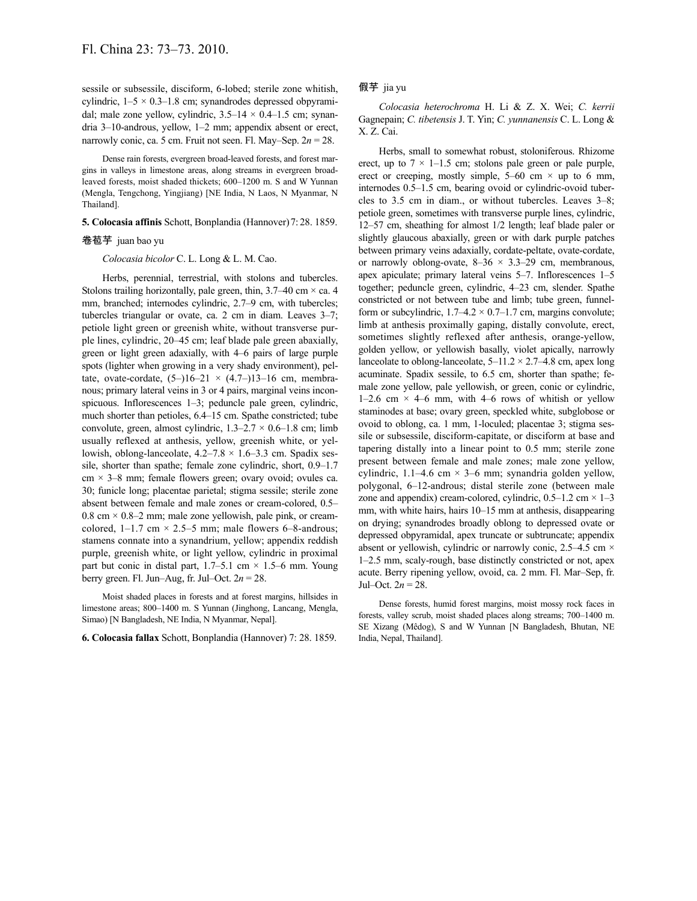sessile or subsessile, disciform, 6-lobed; sterile zone whitish, cylindric, 1–5 × 0.3–1.8 cm; synandrodes depressed obpyramidal; male zone yellow, cylindric, 3.5–14 × 0.4–1.5 cm; synandria 3–10-androus, yellow, 1–2 mm; appendix absent or erect, narrowly conic, ca. 5 cm. Fruit not seen. Fl. May–Sep. $2n = 28$.

Dense rain forests, evergreen broad-leaved forests, and forest margins in valleys in limestone areas, along streams in evergreen broad-leaved forests, moist shaded thickets; 600–1200 m. S and W Yunnan (Mengla, Tengchong, Yingjiang) [NE India, N Laos, N Myanmar, N Thailand].

**5. Colocasia affinis** Schott, Bonplandia (Hannover) 7: 28. 1859.

卷苞芋 juan bao yu

*Colocasia bicolor* C. L. Long & L. M. Cao.

Herbs, perennial, terrestrial, with stolons and tubercles. Stolons trailing horizontally, pale green, thin, 3.7–40 cm × ca. 4 mm, branched; internodes cylindric, 2.7–9 cm, with tubercles; tubercles triangular or ovate, ca. 2 cm in diam. Leaves 3–7; petiole light green or greenish white, without transverse purple lines, cylindric, 20–45 cm; leaf blade pale green abaxially, green or light green adaxially, with 4–6 pairs of large purple spots (lighter when growing in a very shady environment), peltate, ovate-cordate, (5–)16–21 × (4.7–)13–16 cm, membranous; primary lateral veins in 3 or 4 pairs, marginal veins inconspicuous. Inflorescences 1–3; peduncle pale green, cylindric, much shorter than petioles, 6.4–15 cm. Spathe constricted; tube convolute, green, almost cylindric, 1.3–2.7 × 0.6–1.8 cm; limb usually reflexed at anthesis, yellow, greenish white, or yellowish, oblong-lanceolate, 4.2–7.8 × 1.6–3.3 cm. Spadix sessile, shorter than spathe; female zone cylindric, short, 0.9–1.7 cm × 3–8 mm; female flowers green; ovary ovoid; ovules ca. 30; funicle long; placentae parietal; stigma sessile; sterile zone absent between female and male zones or cream-colored, 0.5–0.8 cm × 0.8–2 mm; male zone yellowish, pale pink, or cream-colored, 1–1.7 cm × 2.5–5 mm; male flowers 6–8-androus; stamens connate into a synandrium, yellow; appendix reddish purple, greenish white, or light yellow, cylindric in proximal part but conic in distal part, 1.7–5.1 cm × 1.5–6 mm. Young berry green. Fl. Jun–Aug, fr. Jul–Oct. $2n = 28$.

Moist shaded places in forests and at forest margins, hillsides in limestone areas; 800–1400 m. S Yunnan (Jinghong, Lancang, Mengla, Simao) [N Bangladesh, NE India, N Myanmar, Nepal].

**6. Colocasia fallax** Schott, Bonplandia (Hannover) 7: 28. 1859.

假芋 jia yu

*Colocasia heterochroma* H. Li & Z. X. Wei; *C. kerrii* Gagnepain; *C. tibetensis* J. T. Yin; *C. yunnanensis* C. L. Long & X. Z. Cai.

Herbs, small to somewhat robust, stoloniferous. Rhizome erect, up to 7 × 1–1.5 cm; stolons pale green or pale purple, erect or creeping, mostly simple, 5–60 cm × up to 6 mm, internodes 0.5–1.5 cm, bearing ovoid or cylindric-ovoid tubercles to 3.5 cm in diam., or without tubercles. Leaves 3–8; petiole green, sometimes with transverse purple lines, cylindric, 12–57 cm, sheathing for almost 1/2 length; leaf blade paler or slightly glaucous abaxially, green or with dark purple patches between primary veins adaxially, cordate-peltate, ovate-cordate, or narrowly oblong-ovate, 8–36 × 3.3–29 cm, membranous, apex apiculate; primary lateral veins 5–7. Inflorescences 1–5 together; peduncle green, cylindric, 4–23 cm, slender. Spathe constricted or not between tube and limb; tube green, funnelform or subcylindric, 1.7–4.2 × 0.7–1.7 cm, margins convolute; limb at anthesis proximally gaping, distally convolute, erect, sometimes slightly reflexed after anthesis, orange-yellow, golden yellow, or yellowish basally, violet apically, narrowly lanceolate to oblong-lanceolate, 5–11.2 × 2.7–4.8 cm, apex long acuminate. Spadix sessile, to 6.5 cm, shorter than spathe; female zone yellow, pale yellowish, or green, conic or cylindric, 1–2.6 cm × 4–6 mm, with 4–6 rows of whitish or yellow staminodes at base; ovary green, speckled white, subglobose or ovoid to oblong, ca. 1 mm, 1-loculed; placentae 3; stigma sessile or subsessile, disciform-capitate, or disciform at base and tapering distally into a linear point to 0.5 mm; sterile zone present between female and male zones; male zone yellow, cylindric, 1.1–4.6 cm × 3–6 mm; synandria golden yellow, polygonal, 6–12-androus; distal sterile zone (between male zone and appendix) cream-colored, cylindric, 0.5–1.2 cm × 1–3 mm, with white hairs, hairs 10–15 mm at anthesis, disappearing on drying; synandrodes broadly oblong to depressed ovate or depressed obpyramidal, apex truncate or subtruncate; appendix absent or yellowish, cylindric or narrowly conic, 2.5–4.5 cm × 1–2.5 mm, scaly-rough, base distinctly constricted or not, apex acute. Berry ripening yellow, ovoid, ca. 2 mm. Fl. Mar–Sep, fr. Jul–Oct. $2n = 28$.

Dense forests, humid forest margins, moist mossy rock faces in forests, valley scrub, moist shaded places along streams; 700–1400 m. SE Xizang (Mêdog), S and W Yunnan [N Bangladesh, Bhutan, NE India, Nepal, Thailand].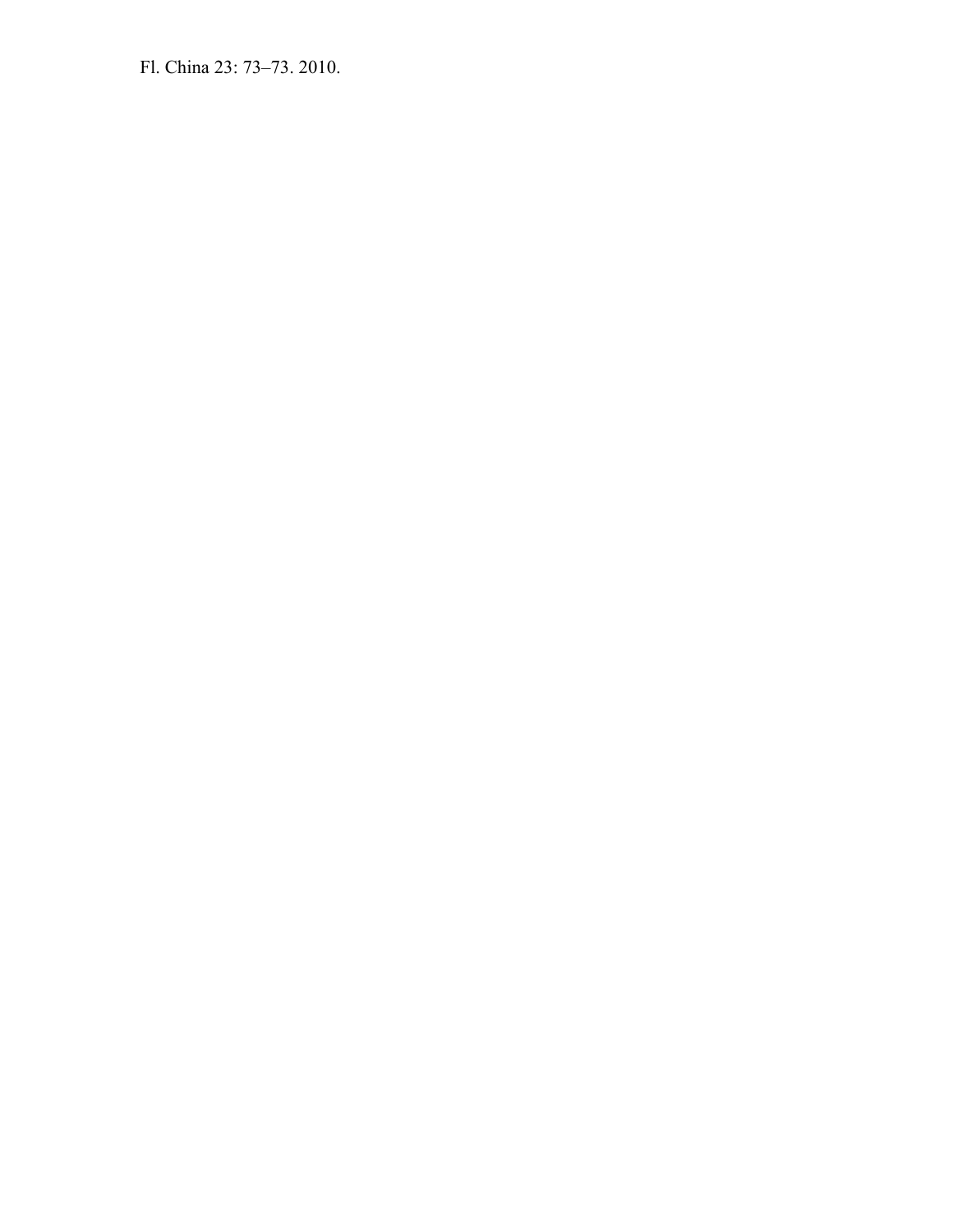Fl. China 23: 73–73. 2010.